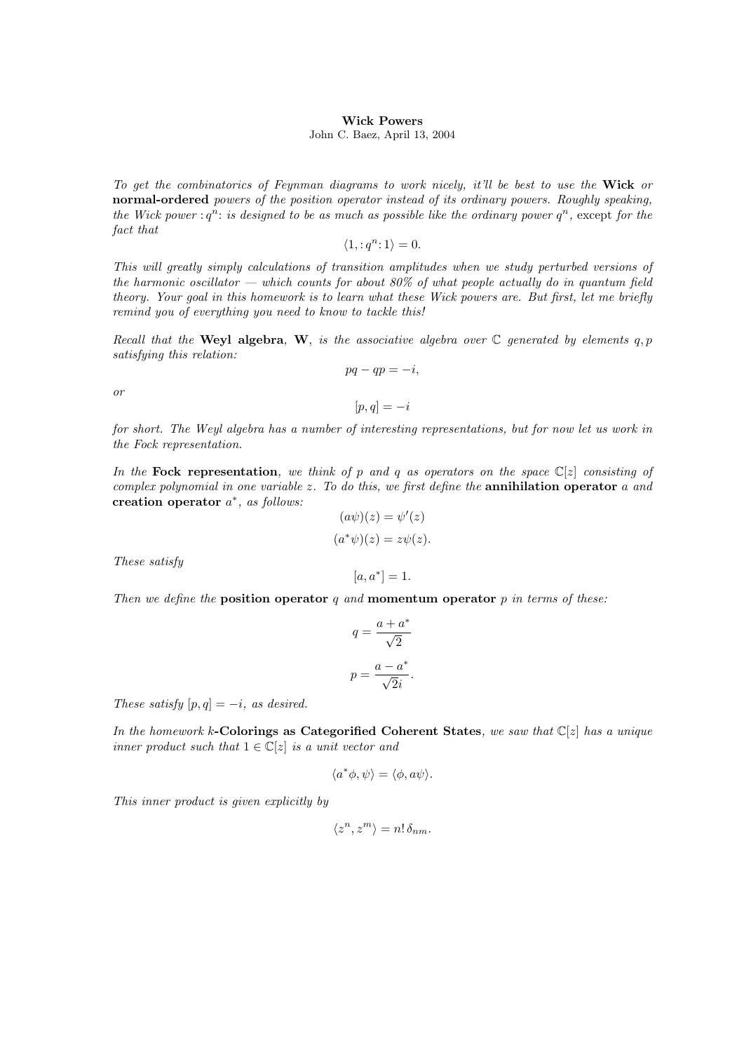# Wick Powers

John C. Baez, April 13, 2004

*To get the combinatorics of Feynman diagrams to work nicely, it'll be best to use the* **Wick** *or* **normal-ordered** *powers of the position operator instead of its ordinary powers. Roughly speaking, the Wick power $:q^n:$ is designed to be as much as possible like the ordinary power $q^n$,* except *for the fact that*

$$\langle 1, :q^n: 1\rangle = 0.$$

*This will greatly simply calculations of transition amplitudes when we study perturbed versions of the harmonic oscillator — which counts for about 80% of what people actually do in quantum field theory. Your goal in this homework is to learn what these Wick powers are. But first, let me briefly remind you of everything you need to know to tackle this!*

*Recall that the* **Weyl algebra**, **W**, *is the associative algebra over $\mathbb{C}$ generated by elements $q, p$ satisfying this relation:*

$$pq - qp = -i,$$

*or*

$$[p, q] = -i$$

*for short. The Weyl algebra has a number of interesting representations, but for now let us work in the Fock representation.*

*In the* **Fock representation**, *we think of $p$ and $q$ as operators on the space $\mathbb{C}[z]$ consisting of complex polynomial in one variable $z$. To do this, we first define the* **annihilation operator** *$a$ and* **creation operator** *$a^*$, as follows:*

$$(a\psi)(z) = \psi'(z)$$

$$(a^*\psi)(z) = z\psi(z).$$

*These satisfy*

$$[a, a^*] = 1.$$

*Then we define the* **position operator** *$q$ and* **momentum operator** *$p$ in terms of these:*

$$q = \frac{a + a^*}{\sqrt{2}}$$

$$p = \frac{a - a^*}{\sqrt{2}i}.$$

*These satisfy $[p, q] = -i$, as desired.*

*In the homework* **$k$-Colorings as Categorified Coherent States**, *we saw that $\mathbb{C}[z]$ has a unique inner product such that $1 \in \mathbb{C}[z]$ is a unit vector and*

$$\langle a^*\phi, \psi\rangle = \langle \phi, a\psi\rangle.$$

*This inner product is given explicitly by*

$$\langle z^n, z^m\rangle = n!\,\delta_{nm}.$$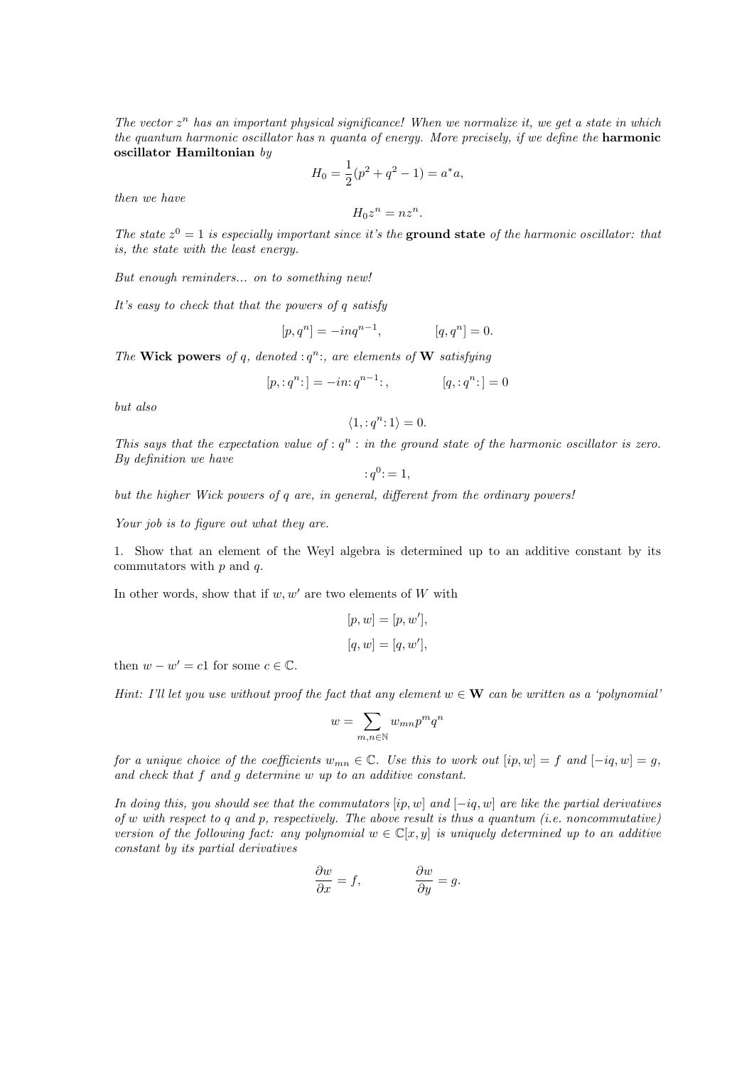*The vector $z^n$ has an important physical significance! When we normalize it, we get a state in which the quantum harmonic oscillator has $n$ quanta of energy. More precisely, if we define the* **harmonic oscillator Hamiltonian** *by*

$$H_0 = \frac{1}{2}(p^2 + q^2 - 1) = a^* a,$$

*then we have*

$$H_0 z^n = n z^n.$$

*The state $z^0 = 1$ is especially important since it's the* **ground state** *of the harmonic oscillator: that is, the state with the least energy.*

*But enough reminders... on to something new!*

*It's easy to check that that the powers of $q$ satisfy*

$$[p, q^n] = -inq^{n-1}, \qquad [q, q^n] = 0.$$

*The* **Wick powers** *of $q$, denoted $:q^n:$, are elements of* $\mathbf{W}$ *satisfying*

$$[p, :q^n:] = -in :q^{n-1}: , \qquad [q, :q^n:] = 0$$

*but also*

$$\langle 1, :q^n: 1 \rangle = 0.$$

*This says that the expectation value of $: q^n :$ in the ground state of the harmonic oscillator is zero. By definition we have*

$$:q^0: = 1,$$

*but the higher Wick powers of $q$ are, in general, different from the ordinary powers!*

*Your job is to figure out what they are.*

1. Show that an element of the Weyl algebra is determined up to an additive constant by its commutators with $p$ and $q$.

In other words, show that if $w, w'$ are two elements of $W$ with

$$[p, w] = [p, w'],$$

$$[q, w] = [q, w'],$$

then $w - w' = c1$ for some $c \in \mathbb{C}$.

*Hint: I'll let you use without proof the fact that any element $w \in \mathbf{W}$ can be written as a 'polynomial'*

$$w = \sum_{m,n \in \mathbb{N}} w_{mn} p^m q^n$$

*for a unique choice of the coefficients $w_{mn} \in \mathbb{C}$. Use this to work out $[ip, w] = f$ and $[-iq, w] = g$, and check that $f$ and $g$ determine $w$ up to an additive constant.*

*In doing this, you should see that the commutators $[ip, w]$ and $[-iq, w]$ are like the partial derivatives of $w$ with respect to $q$ and $p$, respectively. The above result is thus a quantum (i.e. noncommutative) version of the following fact: any polynomial $w \in \mathbb{C}[x, y]$ is uniquely determined up to an additive constant by its partial derivatives*

$$\frac{\partial w}{\partial x} = f, \qquad \frac{\partial w}{\partial y} = g.$$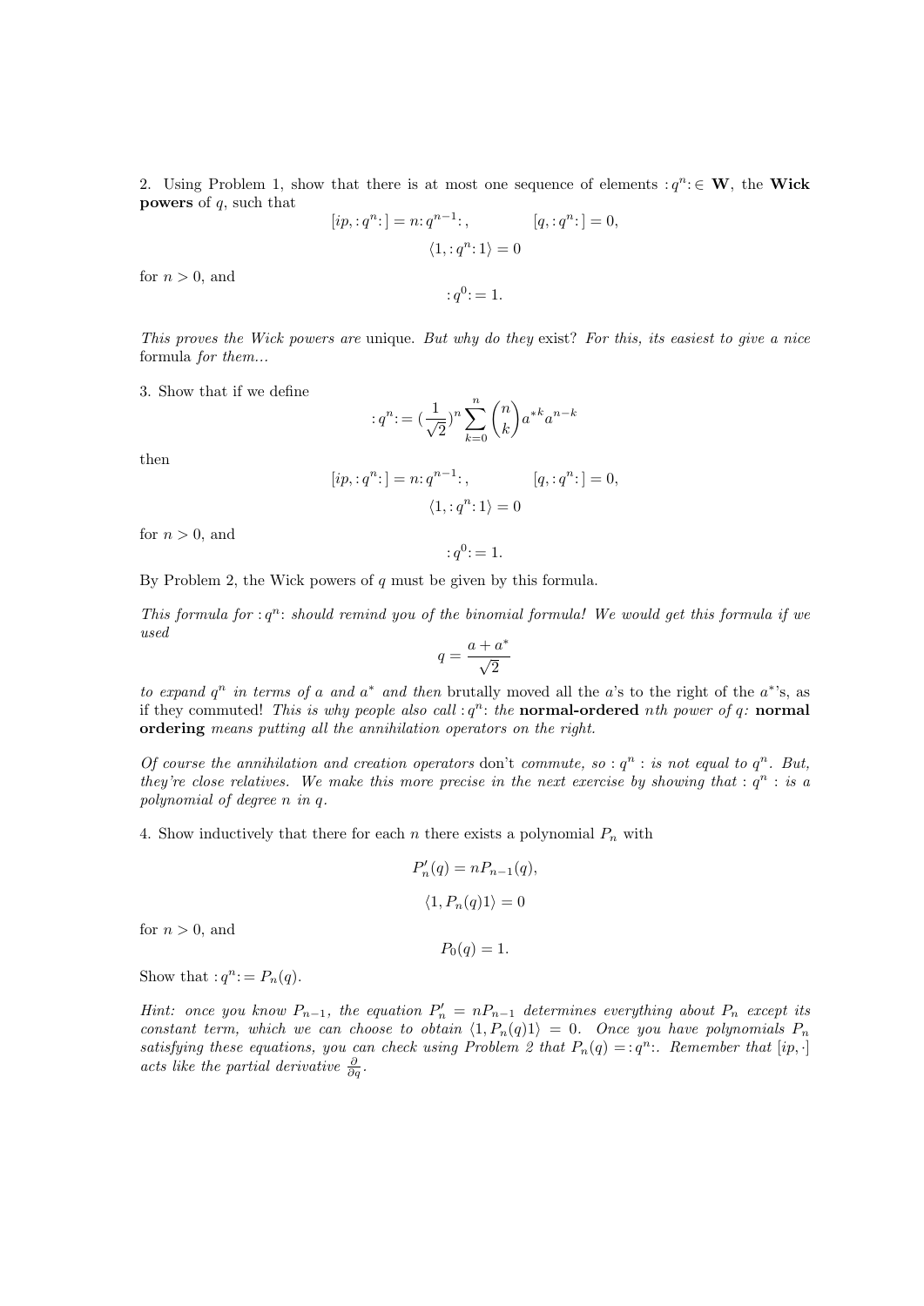2. Using Problem 1, show that there is at most one sequence of elements $:q^n: \in \mathbf{W}$, the **Wick powers** of $q$, such that

$$[ip, :q^n:] = n :q^{n-1}:, \qquad [q, :q^n:] = 0,$$

$$\langle 1, :q^n: 1\rangle = 0$$

for $n > 0$, and

$$:q^0: = 1.$$

*This proves the Wick powers are* unique. *But why do they* exist? *For this, its easiest to give a nice* formula *for them...*

3. Show that if we define

$$:q^n: = (\frac{1}{\sqrt{2}})^n \sum_{k=0}^{n} \binom{n}{k} a^{*k} a^{n-k}$$

then

$$[ip, :q^n:] = n :q^{n-1}:, \qquad [q, :q^n:] = 0,$$

$$\langle 1, :q^n: 1\rangle = 0$$

for $n > 0$, and

$$:q^0: = 1.$$

By Problem 2, the Wick powers of $q$ must be given by this formula.

*This formula for $:q^n:$ should remind you of the binomial formula! We would get this formula if we used*

$$q = \frac{a + a^*}{\sqrt{2}}$$

*to expand $q^n$ in terms of $a$ and $a^*$ and then* brutally moved all the $a$'s to the right of the $a^*$'s, as if they commuted! *This is why people also call $:q^n:$ the* **normal-ordered** *nth power of $q$:* **normal ordering** *means putting all the annihilation operators on the right.*

*Of course the annihilation and creation operators* don't *commute, so $:q^n:$ is not equal to $q^n$. But, they're close relatives. We make this more precise in the next exercise by showing that $:q^n:$ is a polynomial of degree $n$ in $q$.*

4. Show inductively that there for each $n$ there exists a polynomial $P_n$ with

$$P_n'(q) = nP_{n-1}(q),$$

$$\langle 1, P_n(q)1\rangle = 0$$

for $n > 0$, and

$$P_0(q) = 1.$$

Show that $:q^n: = P_n(q)$.

*Hint: once you know $P_{n-1}$, the equation $P_n' = nP_{n-1}$ determines everything about $P_n$ except its constant term, which we can choose to obtain $\langle 1, P_n(q)1\rangle = 0$. Once you have polynomials $P_n$ satisfying these equations, you can check using Problem 2 that $P_n(q) = :q^n:$. Remember that $[ip, \cdot]$ acts like the partial derivative $\frac{\partial}{\partial q}$.*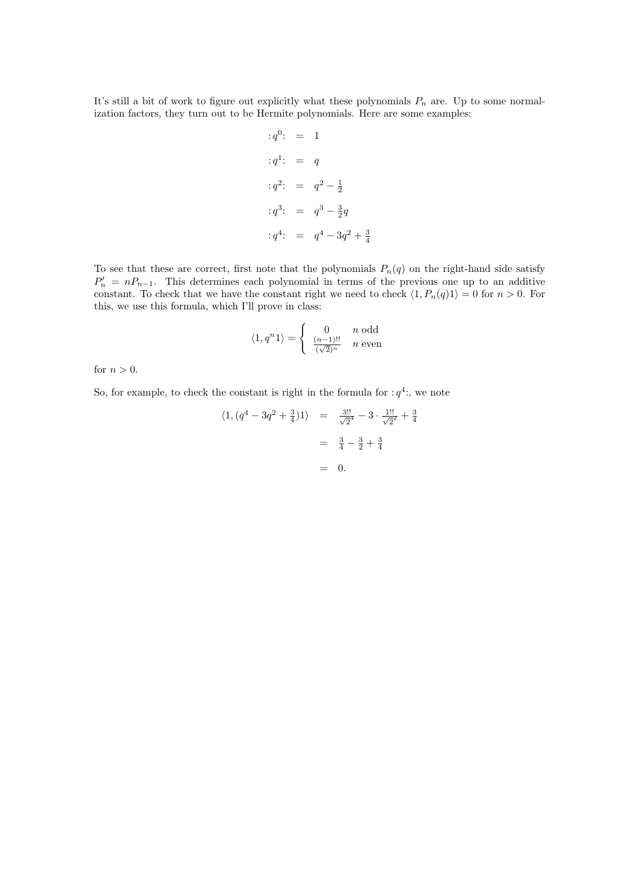It's still a bit of work to figure out explicitly what these polynomials $P_n$ are. Up to some normalization factors, they turn out to be Hermite polynomials. Here are some examples:

$$
\begin{aligned}
:\!q^0\!: &= 1 \\
:\!q^1\!: &= q \\
:\!q^2\!: &= q^2 - \tfrac{1}{2} \\
:\!q^3\!: &= q^3 - \tfrac{3}{2}q \\
:\!q^4\!: &= q^4 - 3q^2 + \tfrac{3}{4}
\end{aligned}
$$

To see that these are correct, first note that the polynomials $P_n(q)$ on the right-hand side satisfy $P_n' = nP_{n-1}$. This determines each polynomial in terms of the previous one up to an additive constant. To check that we have the constant right we need to check $\langle 1, P_n(q)1\rangle = 0$ for $n > 0$. For this, we use this formula, which I'll prove in class:

$$
\langle 1, q^n 1\rangle = \begin{cases} 0 & n \text{ odd} \\ \frac{(n-1)!!}{(\sqrt{2})^n} & n \text{ even} \end{cases}
$$

for $n > 0$.

So, for example, to check the constant is right in the formula for $:\!q^4\!:$, we note

$$
\begin{aligned}
\langle 1, (q^4 - 3q^2 + \tfrac{3}{4})1\rangle &= \frac{3!!}{\sqrt{2}^4} - 3 \cdot \frac{1!!}{\sqrt{2}^2} + \frac{3}{4} \\
&= \frac{3}{4} - \frac{3}{2} + \frac{3}{4} \\
&= 0.
\end{aligned}
$$